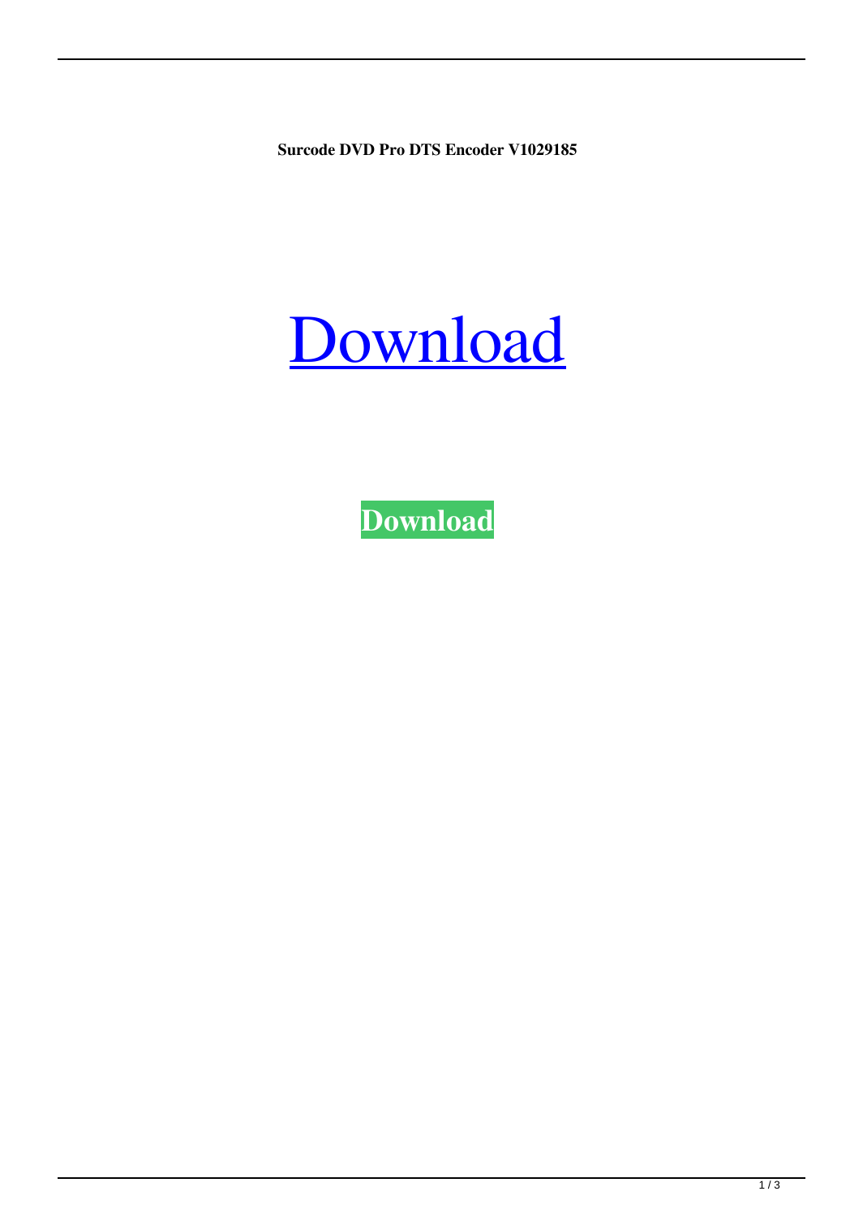**Surcode DVD Pro DTS Encoder V1029185**

# Download

**Download**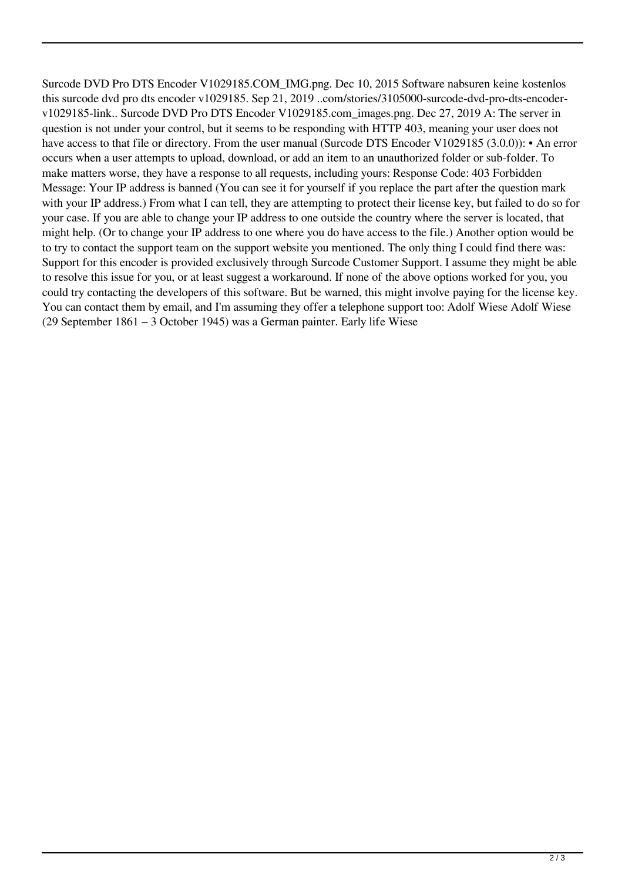Surcode DVD Pro DTS Encoder V1029185.COM_IMG.png. Dec 10, 2015 Software nabsuren keine kostenlos this surcode dvd pro dts encoder v1029185. Sep 21, 2019 ..com/stories/3105000-surcode-dvd-pro-dts-encoder-v1029185-link.. Surcode DVD Pro DTS Encoder V1029185.com_images.png. Dec 27, 2019 A: The server in question is not under your control, but it seems to be responding with HTTP 403, meaning your user does not have access to that file or directory. From the user manual (Surcode DTS Encoder V1029185 (3.0.0)): • An error occurs when a user attempts to upload, download, or add an item to an unauthorized folder or sub-folder. To make matters worse, they have a response to all requests, including yours: Response Code: 403 Forbidden Message: Your IP address is banned (You can see it for yourself if you replace the part after the question mark with your IP address.) From what I can tell, they are attempting to protect their license key, but failed to do so for your case. If you are able to change your IP address to one outside the country where the server is located, that might help. (Or to change your IP address to one where you do have access to the file.) Another option would be to try to contact the support team on the support website you mentioned. The only thing I could find there was: Support for this encoder is provided exclusively through Surcode Customer Support. I assume they might be able to resolve this issue for you, or at least suggest a workaround. If none of the above options worked for you, you could try contacting the developers of this software. But be warned, this might involve paying for the license key. You can contact them by email, and I'm assuming they offer a telephone support too: Adolf Wiese Adolf Wiese (29 September 1861 – 3 October 1945) was a German painter. Early life Wiese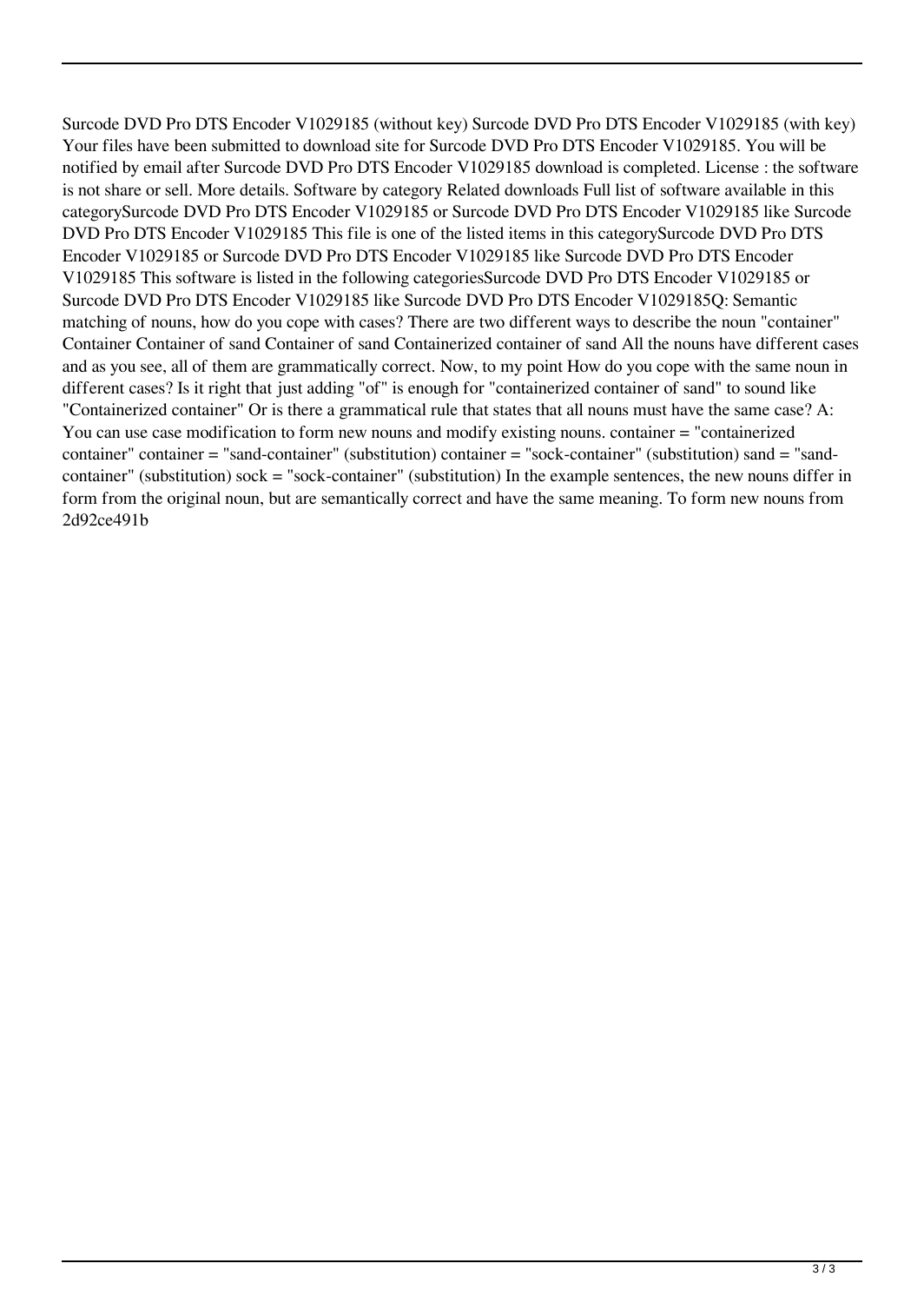Surcode DVD Pro DTS Encoder V1029185 (without key) Surcode DVD Pro DTS Encoder V1029185 (with key) Your files have been submitted to download site for Surcode DVD Pro DTS Encoder V1029185. You will be notified by email after Surcode DVD Pro DTS Encoder V1029185 download is completed. License : the software is not share or sell. More details. Software by category Related downloads Full list of software available in this categorySurcode DVD Pro DTS Encoder V1029185 or Surcode DVD Pro DTS Encoder V1029185 like Surcode DVD Pro DTS Encoder V1029185 This file is one of the listed items in this categorySurcode DVD Pro DTS Encoder V1029185 or Surcode DVD Pro DTS Encoder V1029185 like Surcode DVD Pro DTS Encoder V1029185 This software is listed in the following categoriesSurcode DVD Pro DTS Encoder V1029185 or Surcode DVD Pro DTS Encoder V1029185 like Surcode DVD Pro DTS Encoder V1029185Q: Semantic matching of nouns, how do you cope with cases? There are two different ways to describe the noun "container" Container Container of sand Container of sand Containerized container of sand All the nouns have different cases and as you see, all of them are grammatically correct. Now, to my point How do you cope with the same noun in different cases? Is it right that just adding "of" is enough for "containerized container of sand" to sound like "Containerized container" Or is there a grammatical rule that states that all nouns must have the same case? A: You can use case modification to form new nouns and modify existing nouns. container = "containerized container" container = "sand-container" (substitution) container = "sock-container" (substitution) sand = "sand-container" (substitution) sock = "sock-container" (substitution) In the example sentences, the new nouns differ in form from the original noun, but are semantically correct and have the same meaning. To form new nouns from 2d92ce491b